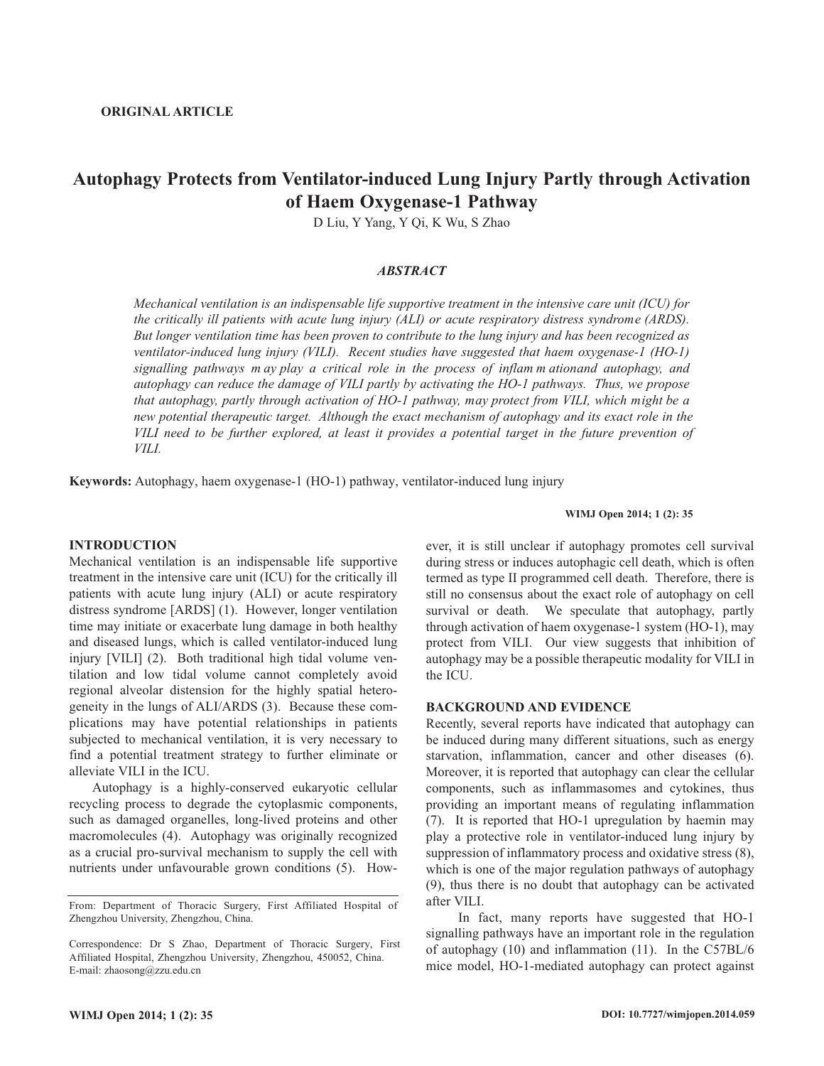**ORIGINAL ARTICLE**

# Autophagy Protects from Ventilator-induced Lung Injury Partly through Activation of Haem Oxygenase-1 Pathway

D Liu, Y Yang, Y Qi, K Wu, S Zhao

## *ABSTRACT*

*Mechanical ventilation is an indispensable life supportive treatment in the intensive care unit (ICU) for the critically ill patients with acute lung injury (ALI) or acute respiratory distress syndrome (ARDS). But longer ventilation time has been proven to contribute to the lung injury and has been recognized as ventilator-induced lung injury (VILI). Recent studies have suggested that haem oxygenase-1 (HO-1) signalling pathways may play a critical role in the process of inflammationand autophagy, and autophagy can reduce the damage of VILI partly by activating the HO-1 pathways. Thus, we propose that autophagy, partly through activation of HO-1 pathway, may protect from VILI, which might be a new potential therapeutic target. Although the exact mechanism of autophagy and its exact role in the VILI need to be further explored, at least it provides a potential target in the future prevention of VILI.*

**Keywords:** Autophagy, haem oxygenase-1 (HO-1) pathway, ventilator-induced lung injury

## INTRODUCTION

Mechanical ventilation is an indispensable life supportive treatment in the intensive care unit (ICU) for the critically ill patients with acute lung injury (ALI) or acute respiratory distress syndrome [ARDS] (1). However, longer ventilation time may initiate or exacerbate lung damage in both healthy and diseased lungs, which is called ventilator-induced lung injury [VILI] (2). Both traditional high tidal volume ventilation and low tidal volume cannot completely avoid regional alveolar distension for the highly spatial heterogeneity in the lungs of ALI/ARDS (3). Because these complications may have potential relationships in patients subjected to mechanical ventilation, it is very necessary to find a potential treatment strategy to further eliminate or alleviate VILI in the ICU.

Autophagy is a highly-conserved eukaryotic cellular recycling process to degrade the cytoplasmic components, such as damaged organelles, long-lived proteins and other macromolecules (4). Autophagy was originally recognized as a crucial pro-survival mechanism to supply the cell with nutrients under unfavourable grown conditions (5). However, it is still unclear if autophagy promotes cell survival during stress or induces autophagic cell death, which is often termed as type II programmed cell death. Therefore, there is still no consensus about the exact role of autophagy on cell survival or death. We speculate that autophagy, partly through activation of haem oxygenase-1 system (HO-1), may protect from VILI. Our view suggests that inhibition of autophagy may be a possible therapeutic modality for VILI in the ICU.

## BACKGROUND AND EVIDENCE

Recently, several reports have indicated that autophagy can be induced during many different situations, such as energy starvation, inflammation, cancer and other diseases (6). Moreover, it is reported that autophagy can clear the cellular components, such as inflammasomes and cytokines, thus providing an important means of regulating inflammation (7). It is reported that HO-1 upregulation by haemin may play a protective role in ventilator-induced lung injury by suppression of inflammatory process and oxidative stress (8), which is one of the major regulation pathways of autophagy (9), thus there is no doubt that autophagy can be activated after VILI.

In fact, many reports have suggested that HO-1 signalling pathways have an important role in the regulation of autophagy (10) and inflammation (11). In the C57BL/6 mice model, HO-1-mediated autophagy can protect against

From: Department of Thoracic Surgery, First Affiliated Hospital of Zhengzhou University, Zhengzhou, China.

Correspondence: Dr S Zhao, Department of Thoracic Surgery, First Affiliated Hospital, Zhengzhou University, Zhengzhou, 450052, China. E-mail: zhaosong@zzu.edu.cn

DOI: 10.7727/wimjopen.2014.059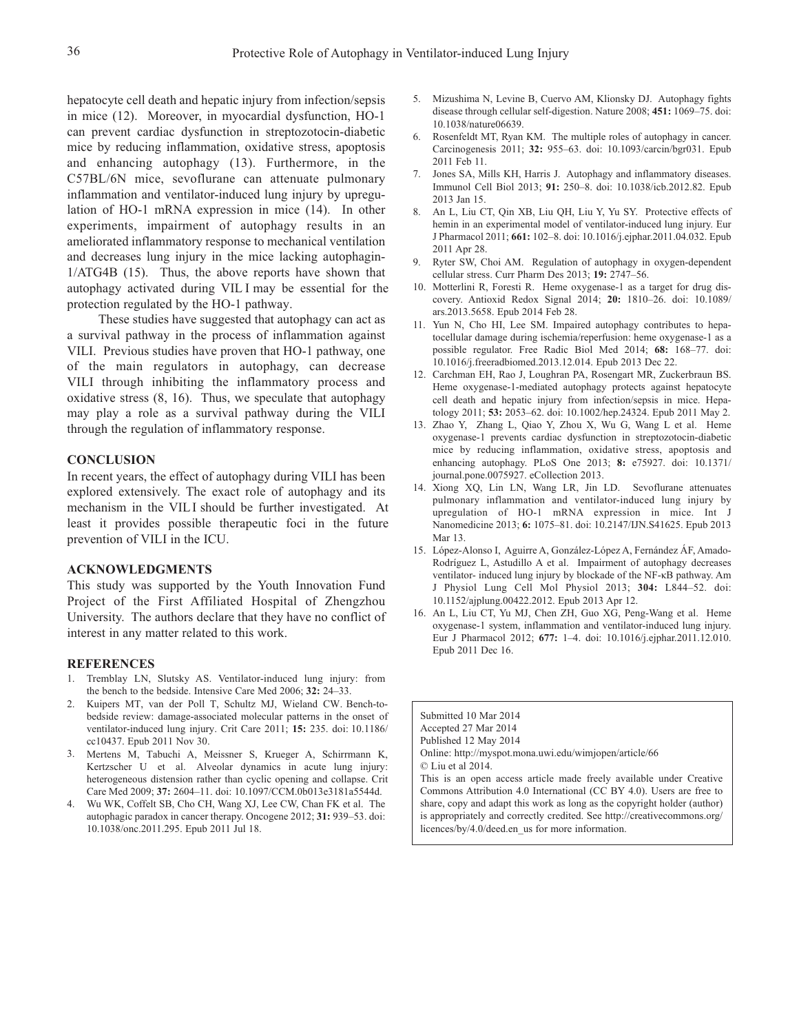hepatocyte cell death and hepatic injury from infection/sepsis in mice (12). Moreover, in myocardial dysfunction, HO-1 can prevent cardiac dysfunction in streptozotocin-diabetic mice by reducing inflammation, oxidative stress, apoptosis and enhancing autophagy (13). Furthermore, in the C57BL/6N mice, sevoflurane can attenuate pulmonary inflammation and ventilator-induced lung injury by upregulation of HO-1 mRNA expression in mice (14). In other experiments, impairment of autophagy results in an ameliorated inflammatory response to mechanical ventilation and decreases lung injury in the mice lacking autophagin-1/ATG4B (15). Thus, the above reports have shown that autophagy activated during VIL I may be essential for the protection regulated by the HO-1 pathway.

These studies have suggested that autophagy can act as a survival pathway in the process of inflammation against VILI. Previous studies have proven that HO-1 pathway, one of the main regulators in autophagy, can decrease VILI through inhibiting the inflammatory process and oxidative stress (8, 16). Thus, we speculate that autophagy may play a role as a survival pathway during the VILI through the regulation of inflammatory response.

## CONCLUSION

In recent years, the effect of autophagy during VILI has been explored extensively. The exact role of autophagy and its mechanism in the VIL I should be further investigated. At least it provides possible therapeutic foci in the future prevention of VILI in the ICU.

## ACKNOWLEDGMENTS

This study was supported by the Youth Innovation Fund Project of the First Affiliated Hospital of Zhengzhou University. The authors declare that they have no conflict of interest in any matter related to this work.

## REFERENCES

1. Tremblay LN, Slutsky AS. Ventilator-induced lung injury: from the bench to the bedside. Intensive Care Med 2006; **32:** 24–33.
2. Kuipers MT, van der Poll T, Schultz MJ, Wieland CW. Bench-to-bedside review: damage-associated molecular patterns in the onset of ventilator-induced lung injury. Crit Care 2011; **15:** 235. doi: 10.1186/cc10437. Epub 2011 Nov 30.
3. Mertens M, Tabuchi A, Meissner S, Krueger A, Schirrmann K, Kertzscher U et al. Alveolar dynamics in acute lung injury: heterogeneous distension rather than cyclic opening and collapse. Crit Care Med 2009; **37:** 2604–11. doi: 10.1097/CCM.0b013e3181a5544d.
4. Wu WK, Coffelt SB, Cho CH, Wang XJ, Lee CW, Chan FK et al. The autophagic paradox in cancer therapy. Oncogene 2012; **31:** 939–53. doi: 10.1038/onc.2011.295. Epub 2011 Jul 18.
5. Mizushima N, Levine B, Cuervo AM, Klionsky DJ. Autophagy fights disease through cellular self-digestion. Nature 2008; **451:** 1069–75. doi: 10.1038/nature06639.
6. Rosenfeldt MT, Ryan KM. The multiple roles of autophagy in cancer. Carcinogenesis 2011; **32:** 955–63. doi: 10.1093/carcin/bgr031. Epub 2011 Feb 11.
7. Jones SA, Mills KH, Harris J. Autophagy and inflammatory diseases. Immunol Cell Biol 2013; **91:** 250–8. doi: 10.1038/icb.2012.82. Epub 2013 Jan 15.
8. An L, Liu CT, Qin XB, Liu QH, Liu Y, Yu SY. Protective effects of hemin in an experimental model of ventilator-induced lung injury. Eur J Pharmacol 2011; **661:** 102–8. doi: 10.1016/j.ejphar.2011.04.032. Epub 2011 Apr 28.
9. Ryter SW, Choi AM. Regulation of autophagy in oxygen-dependent cellular stress. Curr Pharm Des 2013; **19:** 2747–56.
10. Motterlini R, Foresti R. Heme oxygenase-1 as a target for drug discovery. Antioxid Redox Signal 2014; **20:** 1810–26. doi: 10.1089/ars.2013.5658. Epub 2014 Feb 28.
11. Yun N, Cho HI, Lee SM. Impaired autophagy contributes to hepatocellular damage during ischemia/reperfusion: heme oxygenase-1 as a possible regulator. Free Radic Biol Med 2014; **68:** 168–77. doi: 10.1016/j.freeradbiomed.2013.12.014. Epub 2013 Dec 22.
12. Carchman EH, Rao J, Loughran PA, Rosengart MR, Zuckerbraun BS. Heme oxygenase-1-mediated autophagy protects against hepatocyte cell death and hepatic injury from infection/sepsis in mice. Hepatology 2011; **53:** 2053–62. doi: 10.1002/hep.24324. Epub 2011 May 2.
13. Zhao Y, Zhang L, Qiao Y, Zhou X, Wu G, Wang L et al. Heme oxygenase-1 prevents cardiac dysfunction in streptozotocin-diabetic mice by reducing inflammation, oxidative stress, apoptosis and enhancing autophagy. PLoS One 2013; **8:** e75927. doi: 10.1371/journal.pone.0075927. eCollection 2013.
14. Xiong XQ, Lin LN, Wang LR, Jin LD. Sevoflurane attenuates pulmonary inflammation and ventilator-induced lung injury by upregulation of HO-1 mRNA expression in mice. Int J Nanomedicine 2013; **6:** 1075–81. doi: 10.2147/IJN.S41625. Epub 2013 Mar 13.
15. López-Alonso I, Aguirre A, González-López A, Fernández ÁF, Amado-Rodríguez L, Astudillo A et al. Impairment of autophagy decreases ventilator- induced lung injury by blockade of the NF-κB pathway. Am J Physiol Lung Cell Mol Physiol 2013; **304:** L844–52. doi: 10.1152/ajplung.00422.2012. Epub 2013 Apr 12.
16. An L, Liu CT, Yu MJ, Chen ZH, Guo XG, Peng-Wang et al. Heme oxygenase-1 system, inflammation and ventilator-induced lung injury. Eur J Pharmacol 2012; **677:** 1–4. doi: 10.1016/j.ejphar.2011.12.010. Epub 2011 Dec 16.

Submitted 10 Mar 2014
Accepted 27 Mar 2014
Published 12 May 2014
Online: http://myspot.mona.uwi.edu/wimjopen/article/66
© Liu et al 2014.
This is an open access article made freely available under Creative Commons Attribution 4.0 International (CC BY 4.0). Users are free to share, copy and adapt this work as long as the copyright holder (author) is appropriately and correctly credited. See http://creativecommons.org/licences/by/4.0/deed.en_us for more information.